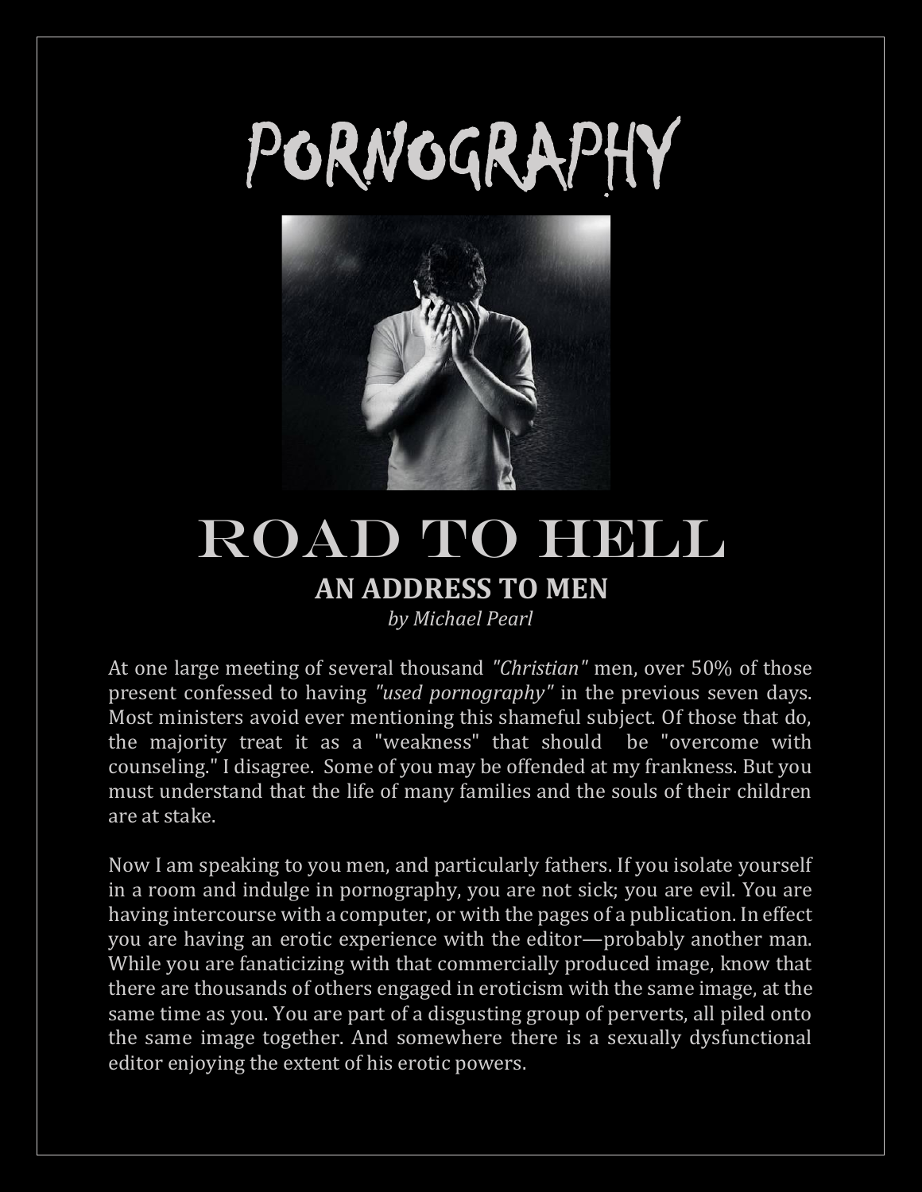# PORNOGRAPHY

# ROAD TO HELL

## AN ADDRESS TO MEN

*by Michael Pearl*

At one large meeting of several thousand *"Christian"* men, over 50% of those present confessed to having *"used pornography"* in the previous seven days. Most ministers avoid ever mentioning this shameful subject. Of those that do, the majority treat it as a "weakness" that should be "overcome with counseling." I disagree. Some of you may be offended at my frankness. But you must understand that the life of many families and the souls of their children are at stake.

Now I am speaking to you men, and particularly fathers. If you isolate yourself in a room and indulge in pornography, you are not sick; you are evil. You are having intercourse with a computer, or with the pages of a publication. In effect you are having an erotic experience with the editor—probably another man. While you are fanaticizing with that commercially produced image, know that there are thousands of others engaged in eroticism with the same image, at the same time as you. You are part of a disgusting group of perverts, all piled onto the same image together. And somewhere there is a sexually dysfunctional editor enjoying the extent of his erotic powers.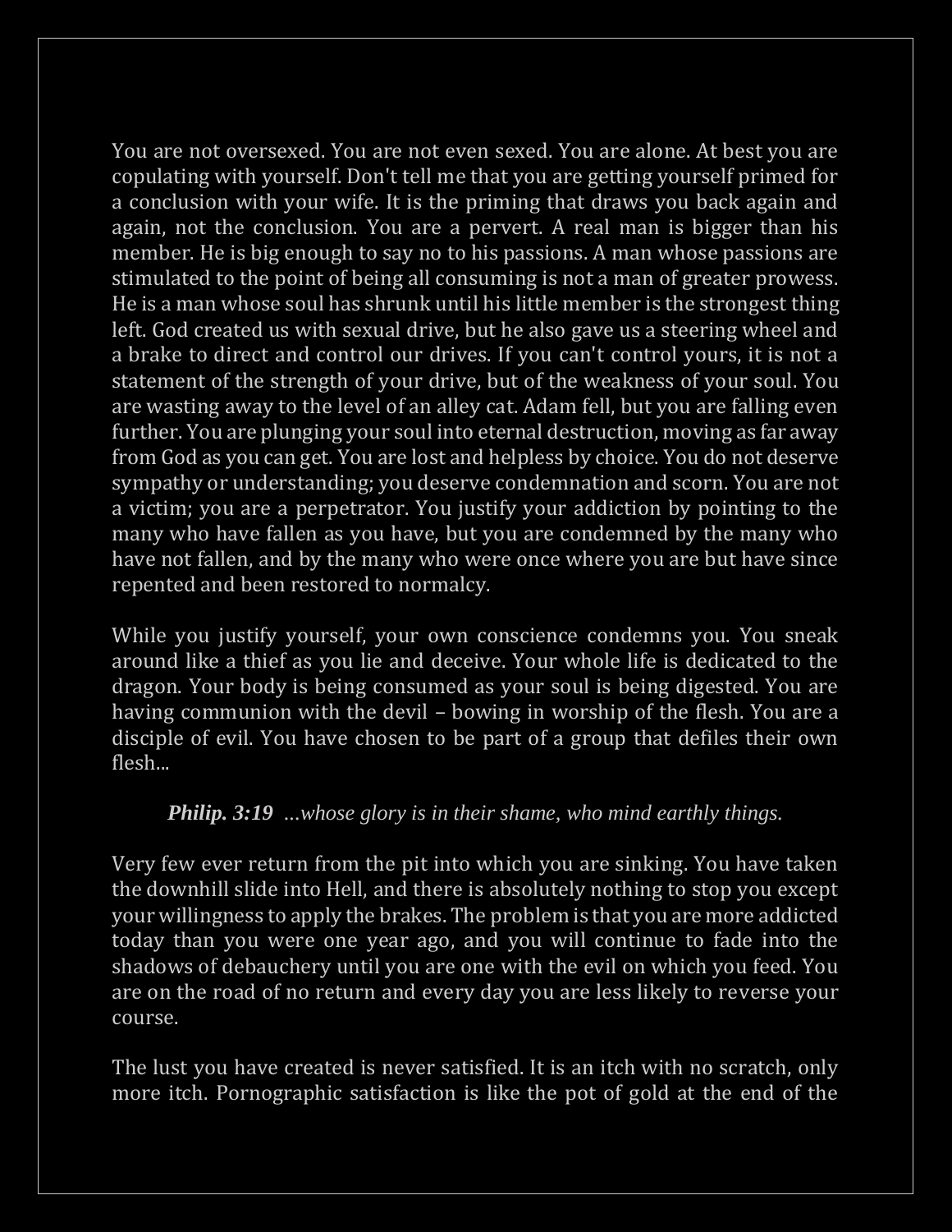You are not oversexed. You are not even sexed. You are alone. At best you are copulating with yourself. Don't tell me that you are getting yourself primed for a conclusion with your wife. It is the priming that draws you back again and again, not the conclusion. You are a pervert. A real man is bigger than his member. He is big enough to say no to his passions. A man whose passions are stimulated to the point of being all consuming is not a man of greater prowess. He is a man whose soul has shrunk until his little member is the strongest thing left. God created us with sexual drive, but he also gave us a steering wheel and a brake to direct and control our drives. If you can't control yours, it is not a statement of the strength of your drive, but of the weakness of your soul. You are wasting away to the level of an alley cat. Adam fell, but you are falling even further. You are plunging your soul into eternal destruction, moving as far away from God as you can get. You are lost and helpless by choice. You do not deserve sympathy or understanding; you deserve condemnation and scorn. You are not a victim; you are a perpetrator. You justify your addiction by pointing to the many who have fallen as you have, but you are condemned by the many who have not fallen, and by the many who were once where you are but have since repented and been restored to normalcy.

While you justify yourself, your own conscience condemns you. You sneak around like a thief as you lie and deceive. Your whole life is dedicated to the dragon. Your body is being consumed as your soul is being digested. You are having communion with the devil – bowing in worship of the flesh. You are a disciple of evil. You have chosen to be part of a group that defiles their own flesh...

> ***Philip. 3:19*** *...whose glory is in their shame, who mind earthly things.*

Very few ever return from the pit into which you are sinking. You have taken the downhill slide into Hell, and there is absolutely nothing to stop you except your willingness to apply the brakes. The problem is that you are more addicted today than you were one year ago, and you will continue to fade into the shadows of debauchery until you are one with the evil on which you feed. You are on the road of no return and every day you are less likely to reverse your course.

The lust you have created is never satisfied. It is an itch with no scratch, only more itch. Pornographic satisfaction is like the pot of gold at the end of the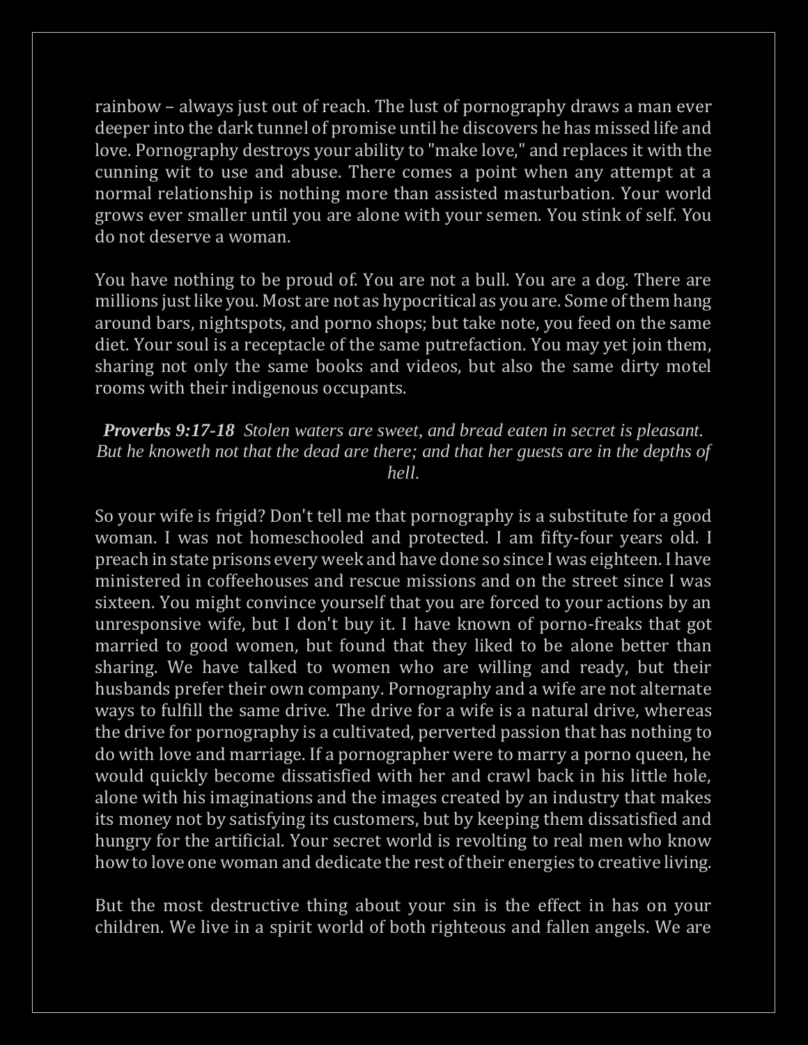rainbow – always just out of reach. The lust of pornography draws a man ever deeper into the dark tunnel of promise until he discovers he has missed life and love. Pornography destroys your ability to "make love," and replaces it with the cunning wit to use and abuse. There comes a point when any attempt at a normal relationship is nothing more than assisted masturbation. Your world grows ever smaller until you are alone with your semen. You stink of self. You do not deserve a woman.

You have nothing to be proud of. You are not a bull. You are a dog. There are millions just like you. Most are not as hypocritical as you are. Some of them hang around bars, nightspots, and porno shops; but take note, you feed on the same diet. Your soul is a receptacle of the same putrefaction. You may yet join them, sharing not only the same books and videos, but also the same dirty motel rooms with their indigenous occupants.

***Proverbs 9:17-18*** *Stolen waters are sweet, and bread eaten in secret is pleasant. But he knoweth not that the dead are there; and that her guests are in the depths of hell.*

So your wife is frigid? Don't tell me that pornography is a substitute for a good woman. I was not homeschooled and protected. I am fifty-four years old. I preach in state prisons every week and have done so since I was eighteen. I have ministered in coffeehouses and rescue missions and on the street since I was sixteen. You might convince yourself that you are forced to your actions by an unresponsive wife, but I don't buy it. I have known of porno-freaks that got married to good women, but found that they liked to be alone better than sharing. We have talked to women who are willing and ready, but their husbands prefer their own company. Pornography and a wife are not alternate ways to fulfill the same drive. The drive for a wife is a natural drive, whereas the drive for pornography is a cultivated, perverted passion that has nothing to do with love and marriage. If a pornographer were to marry a porno queen, he would quickly become dissatisfied with her and crawl back in his little hole, alone with his imaginations and the images created by an industry that makes its money not by satisfying its customers, but by keeping them dissatisfied and hungry for the artificial. Your secret world is revolting to real men who know how to love one woman and dedicate the rest of their energies to creative living.

But the most destructive thing about your sin is the effect in has on your children. We live in a spirit world of both righteous and fallen angels. We are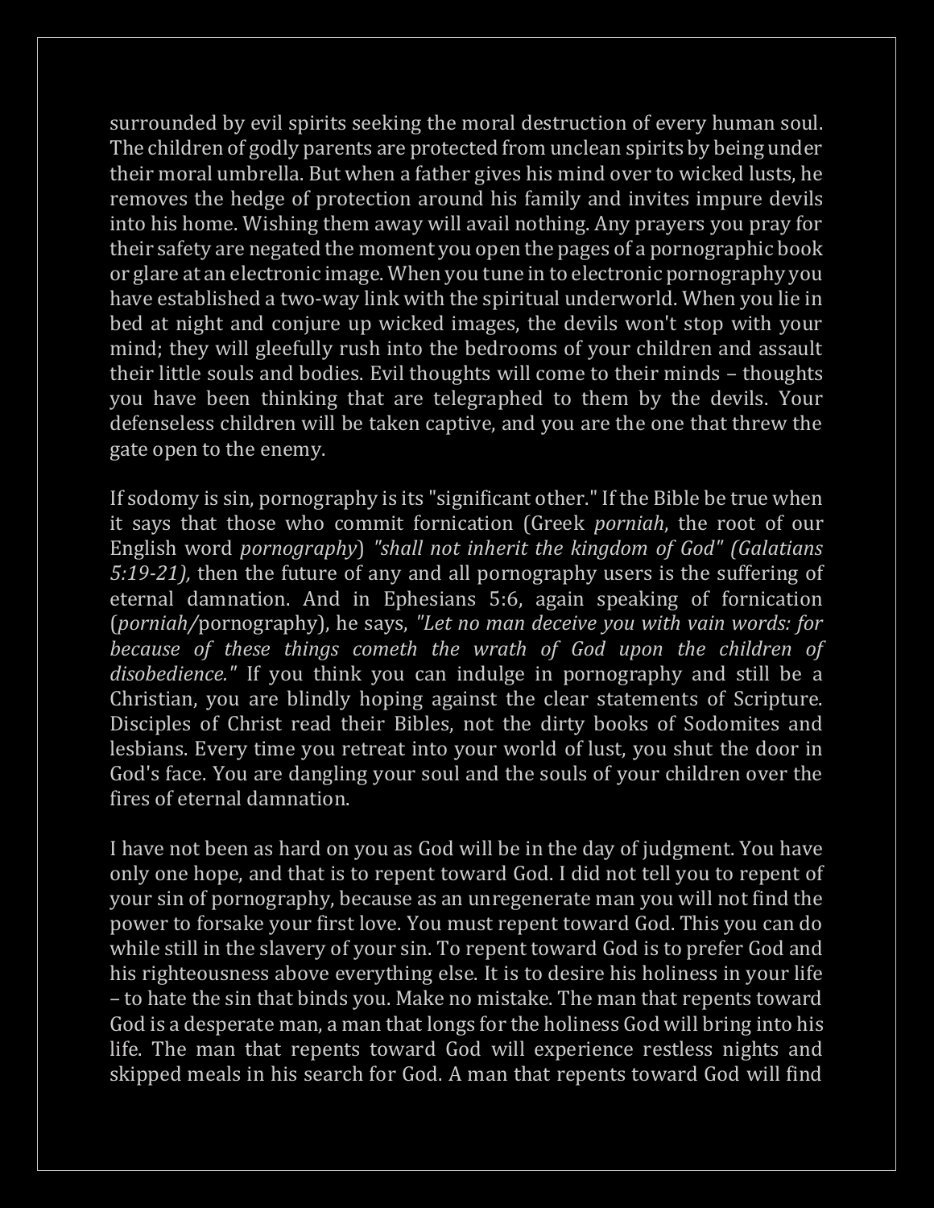surrounded by evil spirits seeking the moral destruction of every human soul. The children of godly parents are protected from unclean spirits by being under their moral umbrella. But when a father gives his mind over to wicked lusts, he removes the hedge of protection around his family and invites impure devils into his home. Wishing them away will avail nothing. Any prayers you pray for their safety are negated the moment you open the pages of a pornographic book or glare at an electronic image. When you tune in to electronic pornography you have established a two-way link with the spiritual underworld. When you lie in bed at night and conjure up wicked images, the devils won't stop with your mind; they will gleefully rush into the bedrooms of your children and assault their little souls and bodies. Evil thoughts will come to their minds – thoughts you have been thinking that are telegraphed to them by the devils. Your defenseless children will be taken captive, and you are the one that threw the gate open to the enemy.

If sodomy is sin, pornography is its "significant other." If the Bible be true when it says that those who commit fornication (Greek *porniah*, the root of our English word *pornography*) *"shall not inherit the kingdom of God" (Galatians 5:19-21),* then the future of any and all pornography users is the suffering of eternal damnation. And in Ephesians 5:6, again speaking of fornication (*porniah/*pornography), he says, *"Let no man deceive you with vain words: for because of these things cometh the wrath of God upon the children of disobedience."* If you think you can indulge in pornography and still be a Christian, you are blindly hoping against the clear statements of Scripture. Disciples of Christ read their Bibles, not the dirty books of Sodomites and lesbians. Every time you retreat into your world of lust, you shut the door in God's face. You are dangling your soul and the souls of your children over the fires of eternal damnation.

I have not been as hard on you as God will be in the day of judgment. You have only one hope, and that is to repent toward God. I did not tell you to repent of your sin of pornography, because as an unregenerate man you will not find the power to forsake your first love. You must repent toward God. This you can do while still in the slavery of your sin. To repent toward God is to prefer God and his righteousness above everything else. It is to desire his holiness in your life – to hate the sin that binds you. Make no mistake. The man that repents toward God is a desperate man, a man that longs for the holiness God will bring into his life. The man that repents toward God will experience restless nights and skipped meals in his search for God. A man that repents toward God will find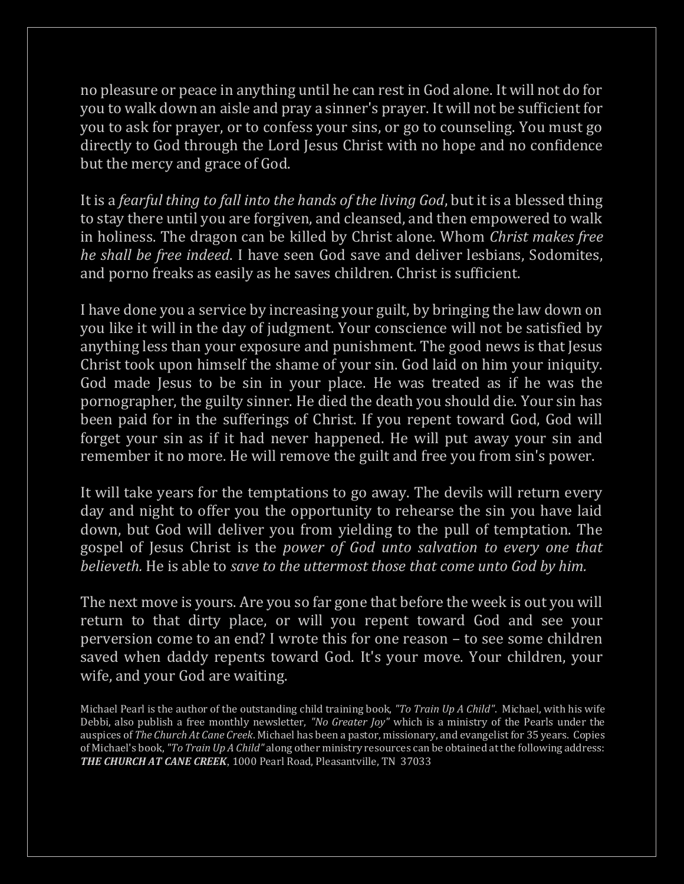no pleasure or peace in anything until he can rest in God alone. It will not do for you to walk down an aisle and pray a sinner's prayer. It will not be sufficient for you to ask for prayer, or to confess your sins, or go to counseling. You must go directly to God through the Lord Jesus Christ with no hope and no confidence but the mercy and grace of God.

It is a *fearful thing to fall into the hands of the living God*, but it is a blessed thing to stay there until you are forgiven, and cleansed, and then empowered to walk in holiness. The dragon can be killed by Christ alone. Whom *Christ makes free he shall be free indeed*. I have seen God save and deliver lesbians, Sodomites, and porno freaks as easily as he saves children. Christ is sufficient.

I have done you a service by increasing your guilt, by bringing the law down on you like it will in the day of judgment. Your conscience will not be satisfied by anything less than your exposure and punishment. The good news is that Jesus Christ took upon himself the shame of your sin. God laid on him your iniquity. God made Jesus to be sin in your place. He was treated as if he was the pornographer, the guilty sinner. He died the death you should die. Your sin has been paid for in the sufferings of Christ. If you repent toward God, God will forget your sin as if it had never happened. He will put away your sin and remember it no more. He will remove the guilt and free you from sin's power.

It will take years for the temptations to go away. The devils will return every day and night to offer you the opportunity to rehearse the sin you have laid down, but God will deliver you from yielding to the pull of temptation. The gospel of Jesus Christ is the *power of God unto salvation to every one that believeth.* He is able to *save to the uttermost those that come unto God by him.*

The next move is yours. Are you so far gone that before the week is out you will return to that dirty place, or will you repent toward God and see your perversion come to an end? I wrote this for one reason – to see some children saved when daddy repents toward God. It's your move. Your children, your wife, and your God are waiting.

Michael Pearl is the author of the outstanding child training book, *"To Train Up A Child"*. Michael, with his wife Debbi, also publish a free monthly newsletter, *"No Greater Joy"* which is a ministry of the Pearls under the auspices of *The Church At Cane Creek*. Michael has been a pastor, missionary, and evangelist for 35 years. Copies of Michael's book, *"To Train Up A Child"* along other ministry resources can be obtained at the following address: ***THE CHURCH AT CANE CREEK***, 1000 Pearl Road, Pleasantville, TN 37033